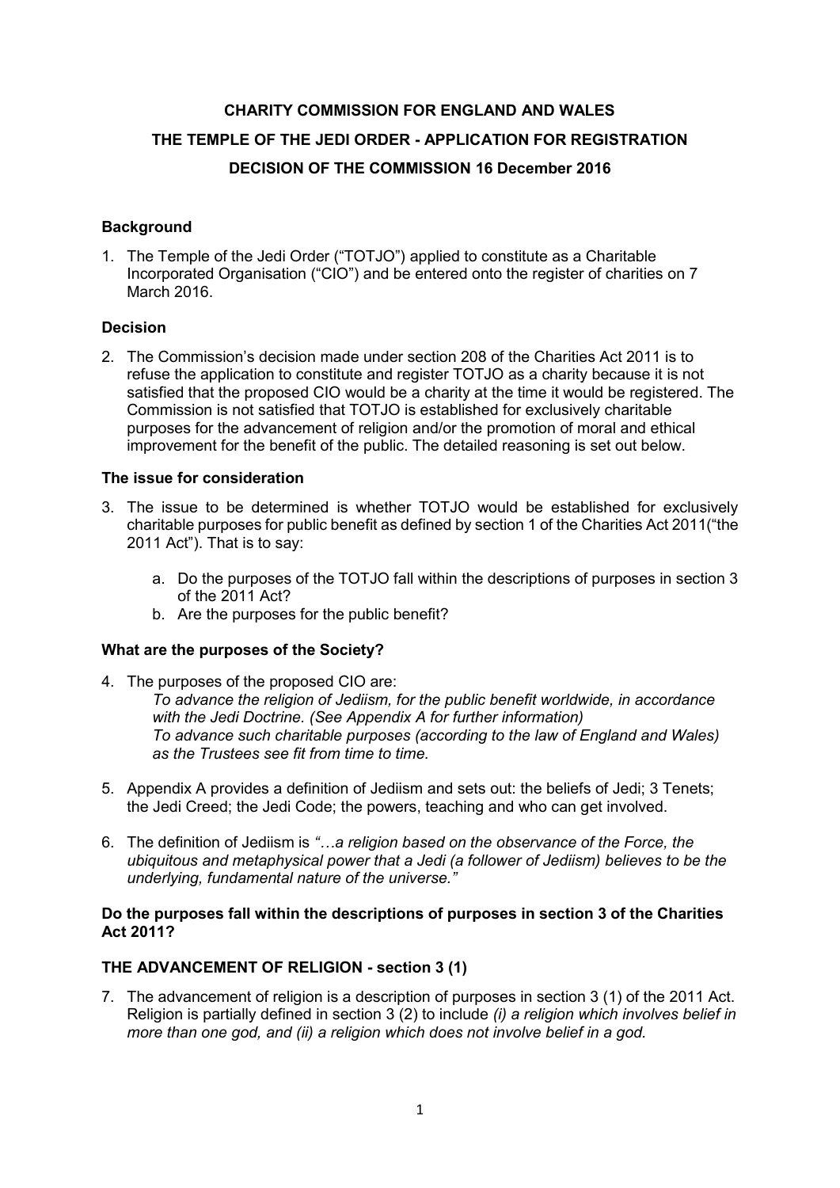**CHARITY COMMISSION FOR ENGLAND AND WALES**

**THE TEMPLE OF THE JEDI ORDER - APPLICATION FOR REGISTRATION**

**DECISION OF THE COMMISSION 16 December 2016**

### Background

1. The Temple of the Jedi Order ("TOTJO") applied to constitute as a Charitable Incorporated Organisation ("CIO") and be entered onto the register of charities on 7 March 2016.

### Decision

2. The Commission's decision made under section 208 of the Charities Act 2011 is to refuse the application to constitute and register TOTJO as a charity because it is not satisfied that the proposed CIO would be a charity at the time it would be registered. The Commission is not satisfied that TOTJO is established for exclusively charitable purposes for the advancement of religion and/or the promotion of moral and ethical improvement for the benefit of the public. The detailed reasoning is set out below.

### The issue for consideration

3. The issue to be determined is whether TOTJO would be established for exclusively charitable purposes for public benefit as defined by section 1 of the Charities Act 2011("the 2011 Act"). That is to say:

    a. Do the purposes of the TOTJO fall within the descriptions of purposes in section 3 of the 2011 Act?
    b. Are the purposes for the public benefit?

### What are the purposes of the Society?

4. The purposes of the proposed CIO are:
   *To advance the religion of Jediism, for the public benefit worldwide, in accordance with the Jedi Doctrine. (See Appendix A for further information)*
   *To advance such charitable purposes (according to the law of England and Wales) as the Trustees see fit from time to time.*

5. Appendix A provides a definition of Jediism and sets out: the beliefs of Jedi; 3 Tenets; the Jedi Creed; the Jedi Code; the powers, teaching and who can get involved.

6. The definition of Jediism is *"…a religion based on the observance of the Force, the ubiquitous and metaphysical power that a Jedi (a follower of Jediism) believes to be the underlying, fundamental nature of the universe."*

### Do the purposes fall within the descriptions of purposes in section 3 of the Charities Act 2011?

### THE ADVANCEMENT OF RELIGION - section 3 (1)

7. The advancement of religion is a description of purposes in section 3 (1) of the 2011 Act. Religion is partially defined in section 3 (2) to include *(i) a religion which involves belief in more than one god, and (ii) a religion which does not involve belief in a god.*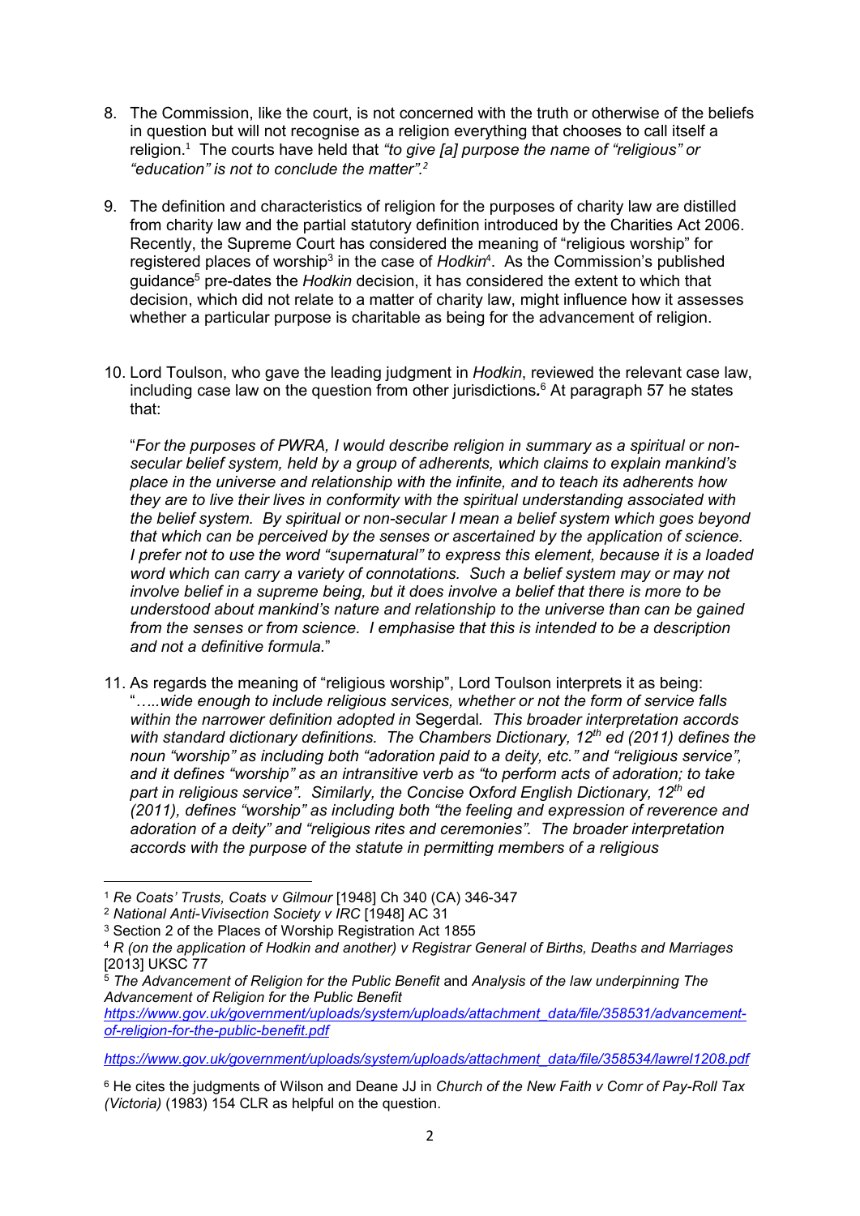8. The Commission, like the court, is not concerned with the truth or otherwise of the beliefs in question but will not recognise as a religion everything that chooses to call itself a religion.[1] The courts have held that *"to give [a] purpose the name of "religious" or "education" is not to conclude the matter".[2]*

9. The definition and characteristics of religion for the purposes of charity law are distilled from charity law and the partial statutory definition introduced by the Charities Act 2006. Recently, the Supreme Court has considered the meaning of "religious worship" for registered places of worship[3] in the case of *Hodkin*[4]. As the Commission's published guidance[5] pre-dates the *Hodkin* decision, it has considered the extent to which that decision, which did not relate to a matter of charity law, might influence how it assesses whether a particular purpose is charitable as being for the advancement of religion.

10. Lord Toulson, who gave the leading judgment in *Hodkin*, reviewed the relevant case law, including case law on the question from other jurisdictions**.**[6] At paragraph 57 he states that:

    "*For the purposes of PWRA, I would describe religion in summary as a spiritual or non-secular belief system, held by a group of adherents, which claims to explain mankind's place in the universe and relationship with the infinite, and to teach its adherents how they are to live their lives in conformity with the spiritual understanding associated with the belief system. By spiritual or non-secular I mean a belief system which goes beyond that which can be perceived by the senses or ascertained by the application of science. I prefer not to use the word "supernatural" to express this element, because it is a loaded word which can carry a variety of connotations. Such a belief system may or may not involve belief in a supreme being, but it does involve a belief that there is more to be understood about mankind's nature and relationship to the universe than can be gained from the senses or from science. I emphasise that this is intended to be a description and not a definitive formula.*"

11. As regards the meaning of "religious worship", Lord Toulson interprets it as being: "*…..wide enough to include religious services, whether or not the form of service falls within the narrower definition adopted in* Segerdal*. This broader interpretation accords with standard dictionary definitions. The Chambers Dictionary, 12th ed (2011) defines the noun "worship" as including both "adoration paid to a deity, etc." and "religious service", and it defines "worship" as an intransitive verb as "to perform acts of adoration; to take part in religious service". Similarly, the Concise Oxford English Dictionary, 12th ed (2011), defines "worship" as including both "the feeling and expression of reverence and adoration of a deity" and "religious rites and ceremonies". The broader interpretation accords with the purpose of the statute in permitting members of a religious*

---

[1] *Re Coats' Trusts, Coats v Gilmour* [1948] Ch 340 (CA) 346-347

[2] *National Anti-Vivisection Society v IRC* [1948] AC 31

[3] Section 2 of the Places of Worship Registration Act 1855

[4] *R (on the application of Hodkin and another) v Registrar General of Births, Deaths and Marriages* [2013] UKSC 77

[5] *The Advancement of Religion for the Public Benefit* and *Analysis of the law underpinning The Advancement of Religion for the Public Benefit* *https://www.gov.uk/government/uploads/system/uploads/attachment_data/file/358531/advancement-of-religion-for-the-public-benefit.pdf*

*https://www.gov.uk/government/uploads/system/uploads/attachment_data/file/358534/lawrel1208.pdf*

[6] He cites the judgments of Wilson and Deane JJ in *Church of the New Faith v Comr of Pay-Roll Tax (Victoria)* (1983) 154 CLR as helpful on the question.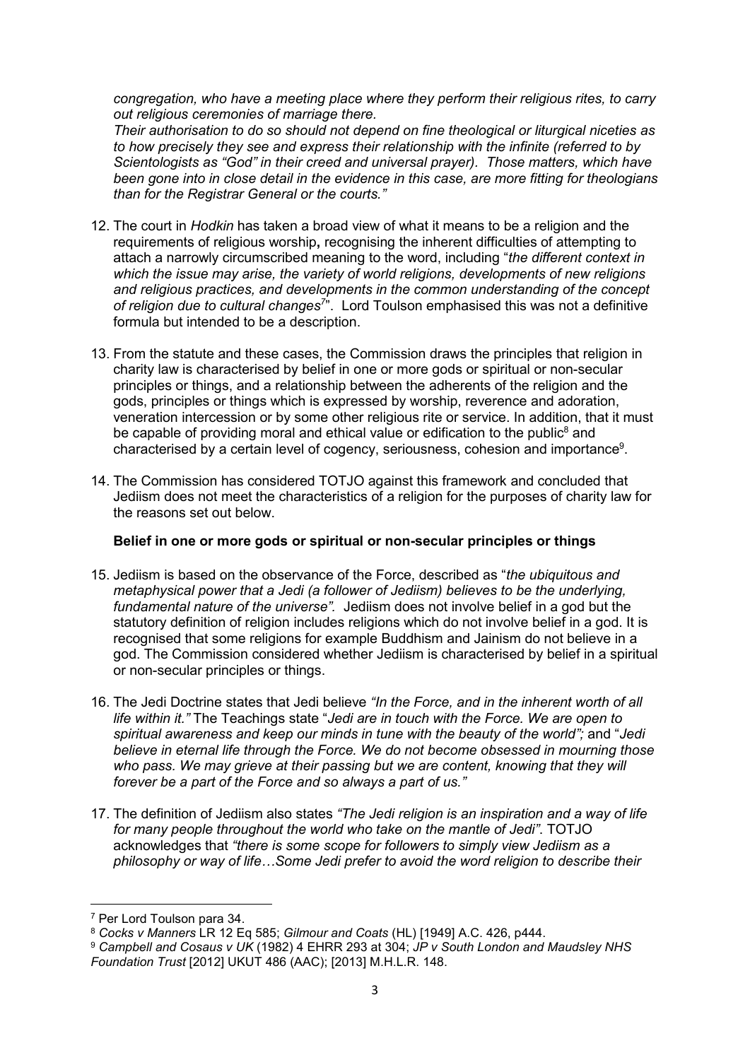*congregation, who have a meeting place where they perform their religious rites, to carry out religious ceremonies of marriage there.*
*Their authorisation to do so should not depend on fine theological or liturgical niceties as to how precisely they see and express their relationship with the infinite (referred to by Scientologists as "God" in their creed and universal prayer). Those matters, which have been gone into in close detail in the evidence in this case, are more fitting for theologians than for the Registrar General or the courts."*

12. The court in *Hodkin* has taken a broad view of what it means to be a religion and the requirements of religious worship**,** recognising the inherent difficulties of attempting to attach a narrowly circumscribed meaning to the word, including "*the different context in which the issue may arise, the variety of world religions, developments of new religions and religious practices, and developments in the common understanding of the concept of religion due to cultural changes*[7]". Lord Toulson emphasised this was not a definitive formula but intended to be a description.

13. From the statute and these cases, the Commission draws the principles that religion in charity law is characterised by belief in one or more gods or spiritual or non-secular principles or things, and a relationship between the adherents of the religion and the gods, principles or things which is expressed by worship, reverence and adoration, veneration intercession or by some other religious rite or service. In addition, that it must be capable of providing moral and ethical value or edification to the public[8] and characterised by a certain level of cogency, seriousness, cohesion and importance[9].

14. The Commission has considered TOTJO against this framework and concluded that Jediism does not meet the characteristics of a religion for the purposes of charity law for the reasons set out below.

**Belief in one or more gods or spiritual or non-secular principles or things**

15. Jediism is based on the observance of the Force, described as "*the ubiquitous and metaphysical power that a Jedi (a follower of Jediism) believes to be the underlying, fundamental nature of the universe"*. Jediism does not involve belief in a god but the statutory definition of religion includes religions which do not involve belief in a god. It is recognised that some religions for example Buddhism and Jainism do not believe in a god. The Commission considered whether Jediism is characterised by belief in a spiritual or non-secular principles or things.

16. The Jedi Doctrine states that Jedi believe *"In the Force, and in the inherent worth of all life within it."* The Teachings state "*Jedi are in touch with the Force. We are open to spiritual awareness and keep our minds in tune with the beauty of the world";* and "*Jedi believe in eternal life through the Force. We do not become obsessed in mourning those who pass. We may grieve at their passing but we are content, knowing that they will forever be a part of the Force and so always a part of us."*

17. The definition of Jediism also states *"The Jedi religion is an inspiration and a way of life for many people throughout the world who take on the mantle of Jedi"*. TOTJO acknowledges that *"there is some scope for followers to simply view Jediism as a philosophy or way of life…Some Jedi prefer to avoid the word religion to describe their*

---

[7] Per Lord Toulson para 34.

[8] *Cocks v Manners* LR 12 Eq 585; *Gilmour and Coats* (HL) [1949] A.C. 426, p444.

[9] *Campbell and Cosaus v UK* (1982) 4 EHRR 293 at 304; *JP v South London and Maudsley NHS Foundation Trust* [2012] UKUT 486 (AAC); [2013] M.H.L.R. 148.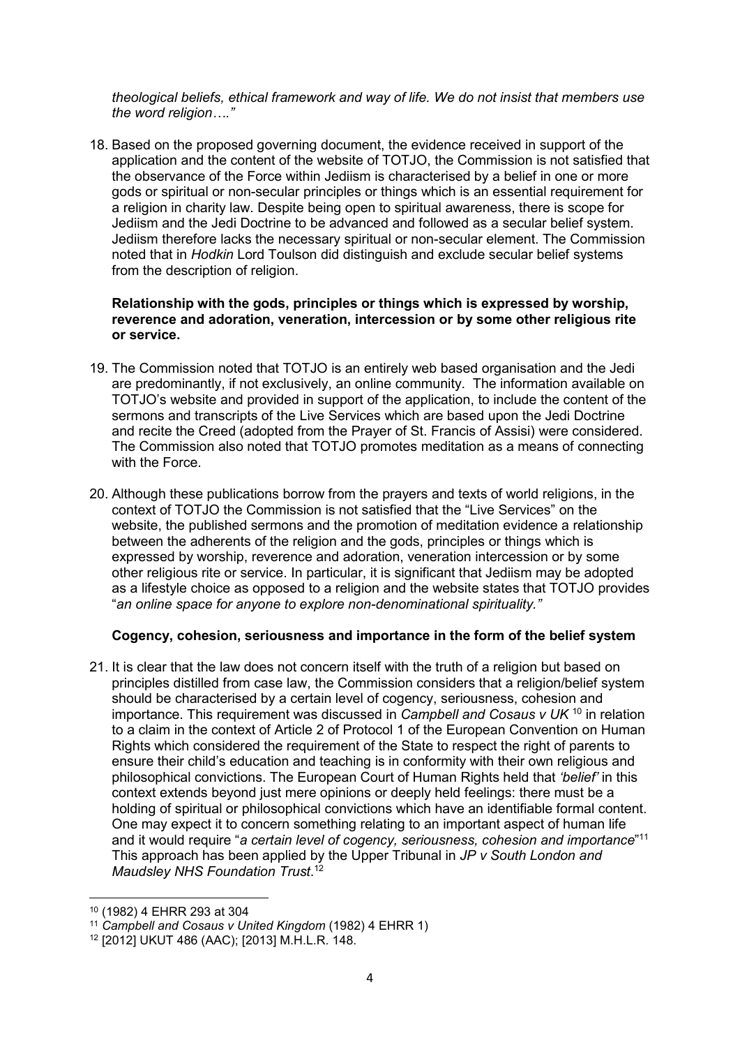*theological beliefs, ethical framework and way of life. We do not insist that members use the word religion…."*

18. Based on the proposed governing document, the evidence received in support of the application and the content of the website of TOTJO, the Commission is not satisfied that the observance of the Force within Jediism is characterised by a belief in one or more gods or spiritual or non-secular principles or things which is an essential requirement for a religion in charity law. Despite being open to spiritual awareness, there is scope for Jediism and the Jedi Doctrine to be advanced and followed as a secular belief system. Jediism therefore lacks the necessary spiritual or non-secular element. The Commission noted that in *Hodkin* Lord Toulson did distinguish and exclude secular belief systems from the description of religion.

**Relationship with the gods, principles or things which is expressed by worship, reverence and adoration, veneration, intercession or by some other religious rite or service.**

19. The Commission noted that TOTJO is an entirely web based organisation and the Jedi are predominantly, if not exclusively, an online community. The information available on TOTJO's website and provided in support of the application, to include the content of the sermons and transcripts of the Live Services which are based upon the Jedi Doctrine and recite the Creed (adopted from the Prayer of St. Francis of Assisi) were considered. The Commission also noted that TOTJO promotes meditation as a means of connecting with the Force.

20. Although these publications borrow from the prayers and texts of world religions, in the context of TOTJO the Commission is not satisfied that the "Live Services" on the website, the published sermons and the promotion of meditation evidence a relationship between the adherents of the religion and the gods, principles or things which is expressed by worship, reverence and adoration, veneration intercession or by some other religious rite or service. In particular, it is significant that Jediism may be adopted as a lifestyle choice as opposed to a religion and the website states that TOTJO provides "*an online space for anyone to explore non-denominational spirituality."*

**Cogency, cohesion, seriousness and importance in the form of the belief system**

21. It is clear that the law does not concern itself with the truth of a religion but based on principles distilled from case law, the Commission considers that a religion/belief system should be characterised by a certain level of cogency, seriousness, cohesion and importance. This requirement was discussed in *Campbell and Cosaus v UK* [10] in relation to a claim in the context of Article 2 of Protocol 1 of the European Convention on Human Rights which considered the requirement of the State to respect the right of parents to ensure their child's education and teaching is in conformity with their own religious and philosophical convictions. The European Court of Human Rights held that *'belief'* in this context extends beyond just mere opinions or deeply held feelings: there must be a holding of spiritual or philosophical convictions which have an identifiable formal content. One may expect it to concern something relating to an important aspect of human life and it would require "*a certain level of cogency, seriousness, cohesion and importance*"[11] This approach has been applied by the Upper Tribunal in *JP v South London and Maudsley NHS Foundation Trust*.[12]

---

[10] (1982) 4 EHRR 293 at 304

[11] *Campbell and Cosaus v United Kingdom* (1982) 4 EHRR 1)

[12] [2012] UKUT 486 (AAC); [2013] M.H.L.R. 148.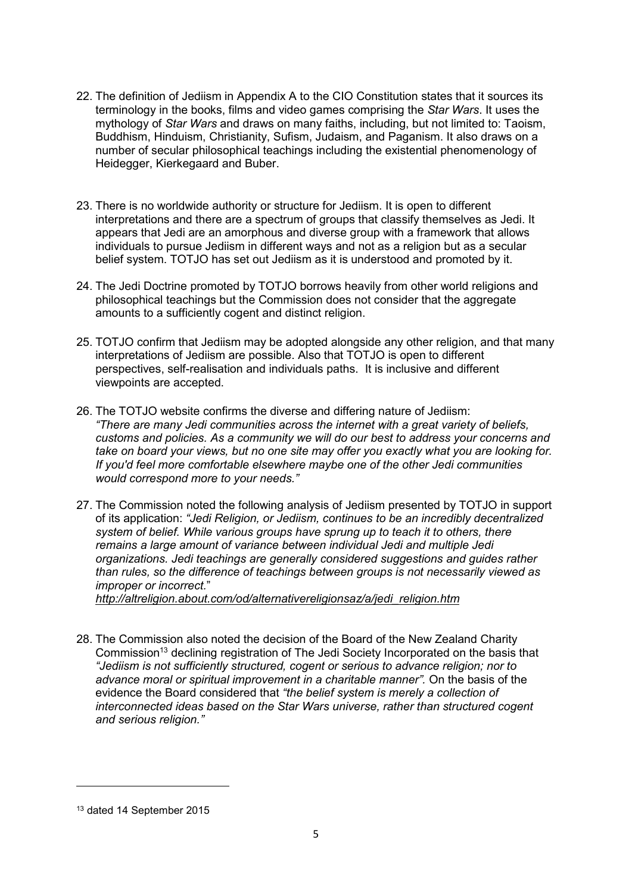22. The definition of Jediism in Appendix A to the CIO Constitution states that it sources its terminology in the books, films and video games comprising the *Star Wars*. It uses the mythology of *Star Wars* and draws on many faiths, including, but not limited to: Taoism, Buddhism, Hinduism, Christianity, Sufism, Judaism, and Paganism. It also draws on a number of secular philosophical teachings including the existential phenomenology of Heidegger, Kierkegaard and Buber.

23. There is no worldwide authority or structure for Jediism. It is open to different interpretations and there are a spectrum of groups that classify themselves as Jedi. It appears that Jedi are an amorphous and diverse group with a framework that allows individuals to pursue Jediism in different ways and not as a religion but as a secular belief system. TOTJO has set out Jediism as it is understood and promoted by it.

24. The Jedi Doctrine promoted by TOTJO borrows heavily from other world religions and philosophical teachings but the Commission does not consider that the aggregate amounts to a sufficiently cogent and distinct religion.

25. TOTJO confirm that Jediism may be adopted alongside any other religion, and that many interpretations of Jediism are possible. Also that TOTJO is open to different perspectives, self-realisation and individuals paths. It is inclusive and different viewpoints are accepted.

26. The TOTJO website confirms the diverse and differing nature of Jediism: *"There are many Jedi communities across the internet with a great variety of beliefs, customs and policies. As a community we will do our best to address your concerns and take on board your views, but no one site may offer you exactly what you are looking for. If you'd feel more comfortable elsewhere maybe one of the other Jedi communities would correspond more to your needs."*

27. The Commission noted the following analysis of Jediism presented by TOTJO in support of its application: *"Jedi Religion, or Jediism, continues to be an incredibly decentralized system of belief. While various groups have sprung up to teach it to others, there remains a large amount of variance between individual Jedi and multiple Jedi organizations. Jedi teachings are generally considered suggestions and guides rather than rules, so the difference of teachings between groups is not necessarily viewed as improper or incorrect.*" *http://altreligion.about.com/od/alternativereligionsaz/a/jedi_religion.htm*

28. The Commission also noted the decision of the Board of the New Zealand Charity Commission[13] declining registration of The Jedi Society Incorporated on the basis that *"Jediism is not sufficiently structured, cogent or serious to advance religion; nor to advance moral or spiritual improvement in a charitable manner".* On the basis of the evidence the Board considered that *"the belief system is merely a collection of interconnected ideas based on the Star Wars universe, rather than structured cogent and serious religion."*

---

[13] dated 14 September 2015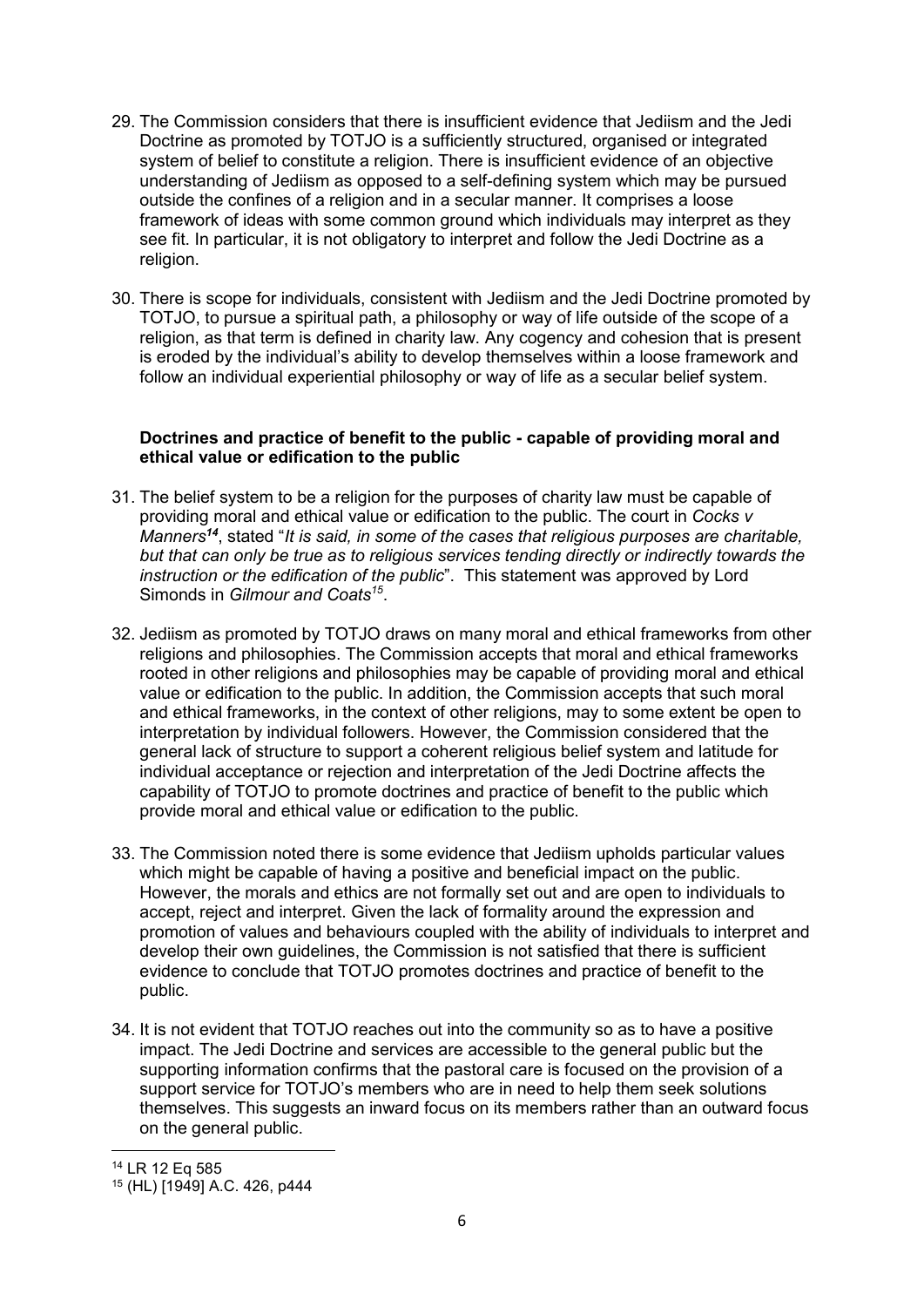29. The Commission considers that there is insufficient evidence that Jediism and the Jedi Doctrine as promoted by TOTJO is a sufficiently structured, organised or integrated system of belief to constitute a religion. There is insufficient evidence of an objective understanding of Jediism as opposed to a self-defining system which may be pursued outside the confines of a religion and in a secular manner. It comprises a loose framework of ideas with some common ground which individuals may interpret as they see fit. In particular, it is not obligatory to interpret and follow the Jedi Doctrine as a religion.

30. There is scope for individuals, consistent with Jediism and the Jedi Doctrine promoted by TOTJO, to pursue a spiritual path, a philosophy or way of life outside of the scope of a religion, as that term is defined in charity law. Any cogency and cohesion that is present is eroded by the individual's ability to develop themselves within a loose framework and follow an individual experiential philosophy or way of life as a secular belief system.

**Doctrines and practice of benefit to the public - capable of providing moral and ethical value or edification to the public**

31. The belief system to be a religion for the purposes of charity law must be capable of providing moral and ethical value or edification to the public. The court in *Cocks v Manners*[14], stated "*It is said, in some of the cases that religious purposes are charitable, but that can only be true as to religious services tending directly or indirectly towards the instruction or the edification of the public*". This statement was approved by Lord Simonds in *Gilmour and Coats*[15].

32. Jediism as promoted by TOTJO draws on many moral and ethical frameworks from other religions and philosophies. The Commission accepts that moral and ethical frameworks rooted in other religions and philosophies may be capable of providing moral and ethical value or edification to the public. In addition, the Commission accepts that such moral and ethical frameworks, in the context of other religions, may to some extent be open to interpretation by individual followers. However, the Commission considered that the general lack of structure to support a coherent religious belief system and latitude for individual acceptance or rejection and interpretation of the Jedi Doctrine affects the capability of TOTJO to promote doctrines and practice of benefit to the public which provide moral and ethical value or edification to the public.

33. The Commission noted there is some evidence that Jediism upholds particular values which might be capable of having a positive and beneficial impact on the public. However, the morals and ethics are not formally set out and are open to individuals to accept, reject and interpret. Given the lack of formality around the expression and promotion of values and behaviours coupled with the ability of individuals to interpret and develop their own guidelines, the Commission is not satisfied that there is sufficient evidence to conclude that TOTJO promotes doctrines and practice of benefit to the public.

34. It is not evident that TOTJO reaches out into the community so as to have a positive impact. The Jedi Doctrine and services are accessible to the general public but the supporting information confirms that the pastoral care is focused on the provision of a support service for TOTJO's members who are in need to help them seek solutions themselves. This suggests an inward focus on its members rather than an outward focus on the general public.

---

[14] LR 12 Eq 585

[15] (HL) [1949] A.C. 426, p444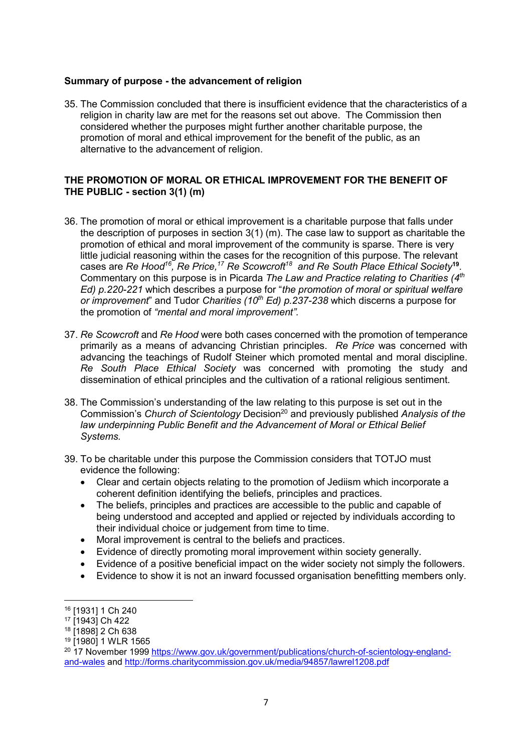**Summary of purpose - the advancement of religion**

35. The Commission concluded that there is insufficient evidence that the characteristics of a religion in charity law are met for the reasons set out above. The Commission then considered whether the purposes might further another charitable purpose, the promotion of moral and ethical improvement for the benefit of the public, as an alternative to the advancement of religion.

**THE PROMOTION OF MORAL OR ETHICAL IMPROVEMENT FOR THE BENEFIT OF THE PUBLIC - section 3(1) (m)**

36. The promotion of moral or ethical improvement is a charitable purpose that falls under the description of purposes in section 3(1) (m). The case law to support as charitable the promotion of ethical and moral improvement of the community is sparse. There is very little judicial reasoning within the cases for the recognition of this purpose. The relevant cases are *Re Hood*[16], *Re Price,*[17] *Re Scowcroft*[18] and *Re South Place Ethical Society*[19]. Commentary on this purpose is in Picarda *The Law and Practice relating to Charities (4th Ed) p.220-221* which describes a purpose for "*the promotion of moral or spiritual welfare or improvement*" and Tudor *Charities (10th Ed) p.237-238* which discerns a purpose for the promotion of *"mental and moral improvement".*

37. *Re Scowcroft* and *Re Hood* were both cases concerned with the promotion of temperance primarily as a means of advancing Christian principles. *Re Price* was concerned with advancing the teachings of Rudolf Steiner which promoted mental and moral discipline. *Re South Place Ethical Society* was concerned with promoting the study and dissemination of ethical principles and the cultivation of a rational religious sentiment.

38. The Commission's understanding of the law relating to this purpose is set out in the Commission's *Church of Scientology* Decision[20] and previously published *Analysis of the law underpinning Public Benefit and the Advancement of Moral or Ethical Belief Systems.*

39. To be charitable under this purpose the Commission considers that TOTJO must evidence the following:
    - Clear and certain objects relating to the promotion of Jediism which incorporate a coherent definition identifying the beliefs, principles and practices.
    - The beliefs, principles and practices are accessible to the public and capable of being understood and accepted and applied or rejected by individuals according to their individual choice or judgement from time to time.
    - Moral improvement is central to the beliefs and practices.
    - Evidence of directly promoting moral improvement within society generally.
    - Evidence of a positive beneficial impact on the wider society not simply the followers.
    - Evidence to show it is not an inward focussed organisation benefitting members only.

---

[16] [1931] 1 Ch 240
[17] [1943] Ch 422
[18] [1898] 2 Ch 638
[19] [1980] 1 WLR 1565
[20] 17 November 1999 https://www.gov.uk/government/publications/church-of-scientology-england-and-wales and http://forms.charitycommission.gov.uk/media/94857/lawrel1208.pdf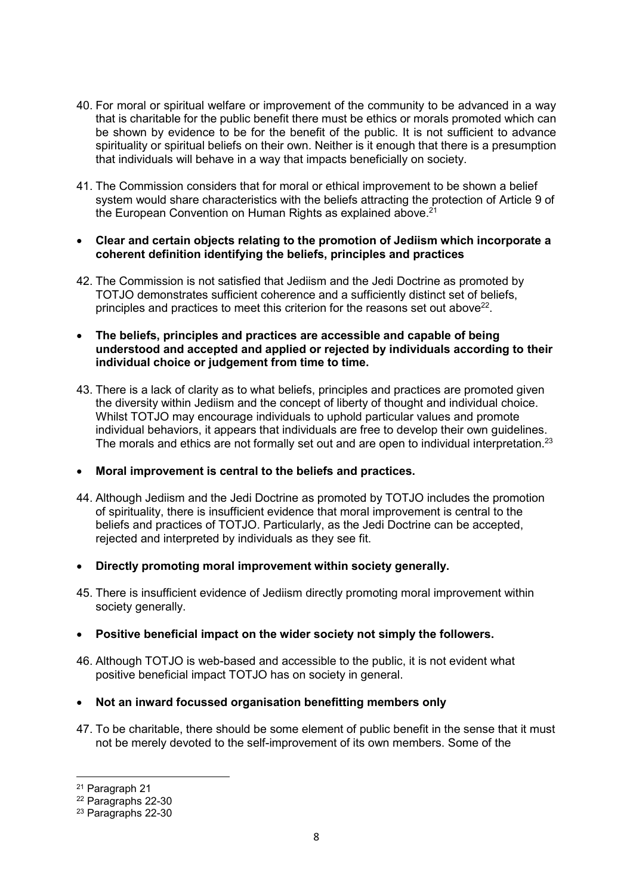40. For moral or spiritual welfare or improvement of the community to be advanced in a way that is charitable for the public benefit there must be ethics or morals promoted which can be shown by evidence to be for the benefit of the public. It is not sufficient to advance spirituality or spiritual beliefs on their own. Neither is it enough that there is a presumption that individuals will behave in a way that impacts beneficially on society.

41. The Commission considers that for moral or ethical improvement to be shown a belief system would share characteristics with the beliefs attracting the protection of Article 9 of the European Convention on Human Rights as explained above.[21]

- **Clear and certain objects relating to the promotion of Jediism which incorporate a coherent definition identifying the beliefs, principles and practices**

42. The Commission is not satisfied that Jediism and the Jedi Doctrine as promoted by TOTJO demonstrates sufficient coherence and a sufficiently distinct set of beliefs, principles and practices to meet this criterion for the reasons set out above[22].

- **The beliefs, principles and practices are accessible and capable of being understood and accepted and applied or rejected by individuals according to their individual choice or judgement from time to time.**

43. There is a lack of clarity as to what beliefs, principles and practices are promoted given the diversity within Jediism and the concept of liberty of thought and individual choice. Whilst TOTJO may encourage individuals to uphold particular values and promote individual behaviors, it appears that individuals are free to develop their own guidelines. The morals and ethics are not formally set out and are open to individual interpretation.[23]

- **Moral improvement is central to the beliefs and practices.**

44. Although Jediism and the Jedi Doctrine as promoted by TOTJO includes the promotion of spirituality, there is insufficient evidence that moral improvement is central to the beliefs and practices of TOTJO. Particularly, as the Jedi Doctrine can be accepted, rejected and interpreted by individuals as they see fit.

- **Directly promoting moral improvement within society generally.**

45. There is insufficient evidence of Jediism directly promoting moral improvement within society generally.

- **Positive beneficial impact on the wider society not simply the followers.**

46. Although TOTJO is web-based and accessible to the public, it is not evident what positive beneficial impact TOTJO has on society in general.

- **Not an inward focussed organisation benefitting members only**

47. To be charitable, there should be some element of public benefit in the sense that it must not be merely devoted to the self-improvement of its own members. Some of the

---

[21] Paragraph 21

[22] Paragraphs 22-30

[23] Paragraphs 22-30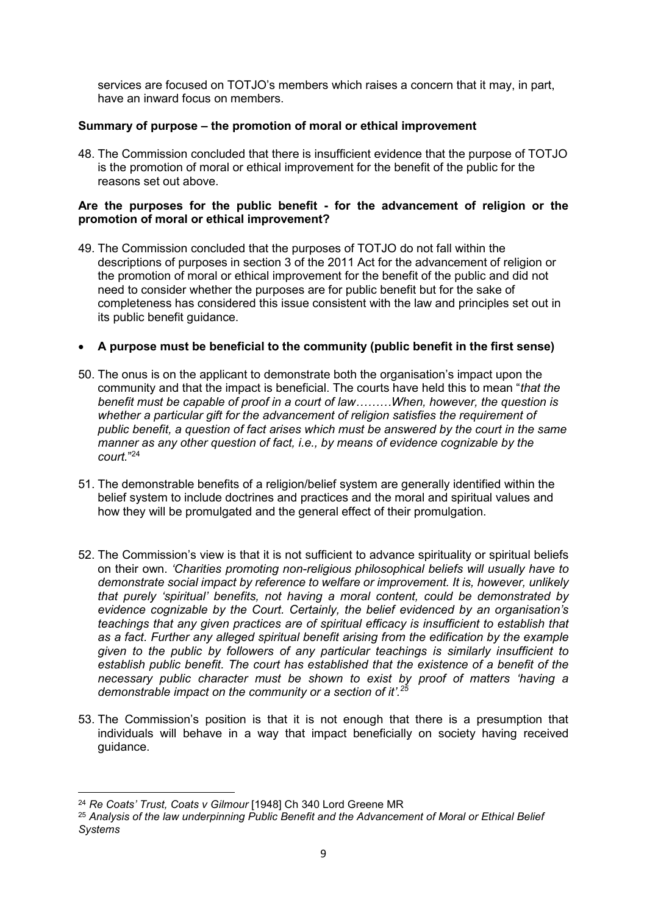services are focused on TOTJO's members which raises a concern that it may, in part, have an inward focus on members.

**Summary of purpose – the promotion of moral or ethical improvement**

48. The Commission concluded that there is insufficient evidence that the purpose of TOTJO is the promotion of moral or ethical improvement for the benefit of the public for the reasons set out above.

**Are the purposes for the public benefit - for the advancement of religion or the promotion of moral or ethical improvement?**

49. The Commission concluded that the purposes of TOTJO do not fall within the descriptions of purposes in section 3 of the 2011 Act for the advancement of religion or the promotion of moral or ethical improvement for the benefit of the public and did not need to consider whether the purposes are for public benefit but for the sake of completeness has considered this issue consistent with the law and principles set out in its public benefit guidance.

- **A purpose must be beneficial to the community (public benefit in the first sense)**

50. The onus is on the applicant to demonstrate both the organisation's impact upon the community and that the impact is beneficial. The courts have held this to mean "*that the benefit must be capable of proof in a court of law………When, however, the question is whether a particular gift for the advancement of religion satisfies the requirement of public benefit, a question of fact arises which must be answered by the court in the same manner as any other question of fact, i.e., by means of evidence cognizable by the court.*"[24]

51. The demonstrable benefits of a religion/belief system are generally identified within the belief system to include doctrines and practices and the moral and spiritual values and how they will be promulgated and the general effect of their promulgation.

52. The Commission's view is that it is not sufficient to advance spirituality or spiritual beliefs on their own. *'Charities promoting non-religious philosophical beliefs will usually have to demonstrate social impact by reference to welfare or improvement. It is, however, unlikely that purely 'spiritual' benefits, not having a moral content, could be demonstrated by evidence cognizable by the Court. Certainly, the belief evidenced by an organisation's teachings that any given practices are of spiritual efficacy is insufficient to establish that as a fact. Further any alleged spiritual benefit arising from the edification by the example given to the public by followers of any particular teachings is similarly insufficient to establish public benefit. The court has established that the existence of a benefit of the necessary public character must be shown to exist by proof of matters 'having a demonstrable impact on the community or a section of it'.*[25]

53. The Commission's position is that it is not enough that there is a presumption that individuals will behave in a way that impact beneficially on society having received guidance.

---

[24] *Re Coats' Trust, Coats v Gilmour* [1948] Ch 340 Lord Greene MR

[25] *Analysis of the law underpinning Public Benefit and the Advancement of Moral or Ethical Belief Systems*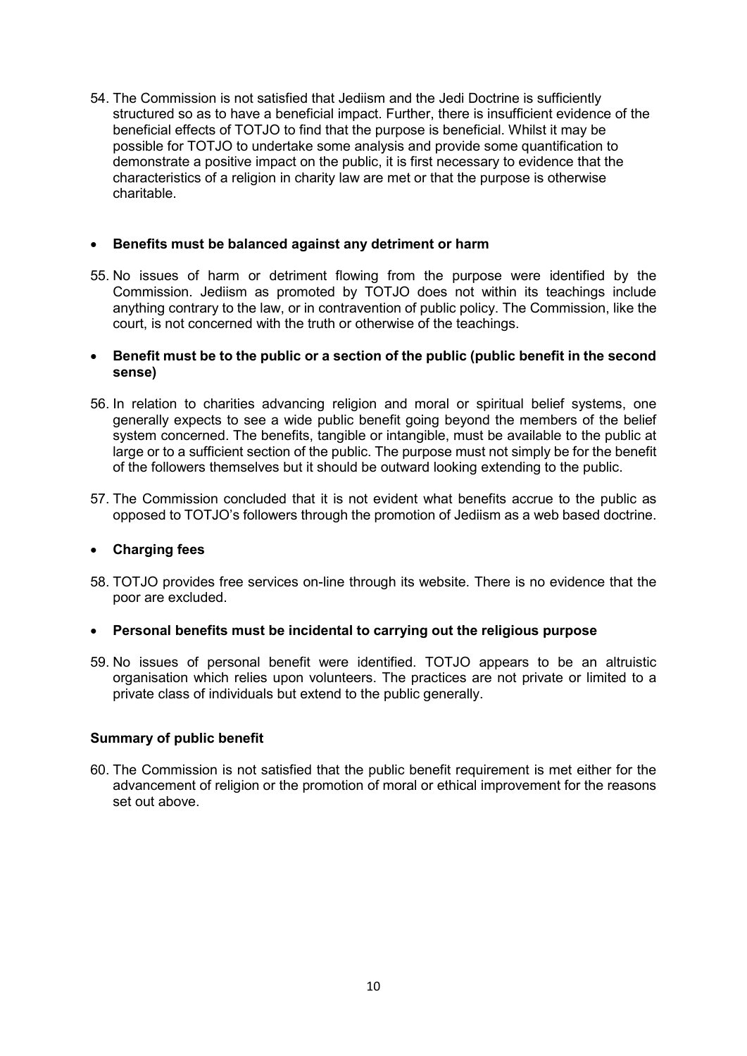54. The Commission is not satisfied that Jediism and the Jedi Doctrine is sufficiently structured so as to have a beneficial impact. Further, there is insufficient evidence of the beneficial effects of TOTJO to find that the purpose is beneficial. Whilst it may be possible for TOTJO to undertake some analysis and provide some quantification to demonstrate a positive impact on the public, it is first necessary to evidence that the characteristics of a religion in charity law are met or that the purpose is otherwise charitable.

- **Benefits must be balanced against any detriment or harm**

55. No issues of harm or detriment flowing from the purpose were identified by the Commission. Jediism as promoted by TOTJO does not within its teachings include anything contrary to the law, or in contravention of public policy. The Commission, like the court, is not concerned with the truth or otherwise of the teachings.

- **Benefit must be to the public or a section of the public (public benefit in the second sense)**

56. In relation to charities advancing religion and moral or spiritual belief systems, one generally expects to see a wide public benefit going beyond the members of the belief system concerned. The benefits, tangible or intangible, must be available to the public at large or to a sufficient section of the public. The purpose must not simply be for the benefit of the followers themselves but it should be outward looking extending to the public.

57. The Commission concluded that it is not evident what benefits accrue to the public as opposed to TOTJO's followers through the promotion of Jediism as a web based doctrine.

- **Charging fees**

58. TOTJO provides free services on-line through its website. There is no evidence that the poor are excluded.

- **Personal benefits must be incidental to carrying out the religious purpose**

59. No issues of personal benefit were identified. TOTJO appears to be an altruistic organisation which relies upon volunteers. The practices are not private or limited to a private class of individuals but extend to the public generally.

**Summary of public benefit**

60. The Commission is not satisfied that the public benefit requirement is met either for the advancement of religion or the promotion of moral or ethical improvement for the reasons set out above.